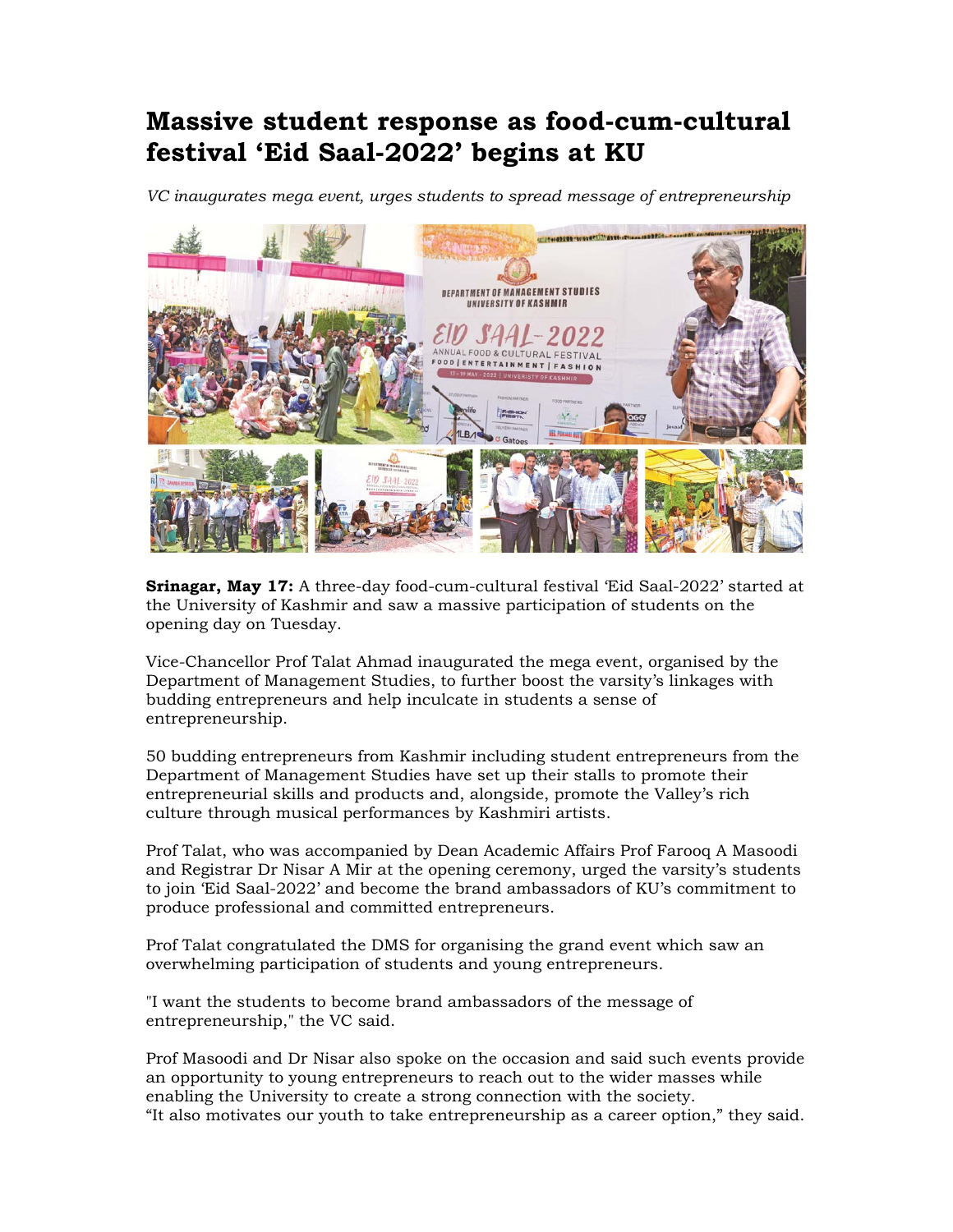# Massive student response as food-cum-cultural festival 'Eid Saal-2022' begins at KU

*VC inaugurates mega event, urges students to spread message of entrepreneurship*

**Srinagar, May 17:** A three-day food-cum-cultural festival 'Eid Saal-2022' started at the University of Kashmir and saw a massive participation of students on the opening day on Tuesday.

Vice-Chancellor Prof Talat Ahmad inaugurated the mega event, organised by the Department of Management Studies, to further boost the varsity's linkages with budding entrepreneurs and help inculcate in students a sense of entrepreneurship.

50 budding entrepreneurs from Kashmir including student entrepreneurs from the Department of Management Studies have set up their stalls to promote their entrepreneurial skills and products and, alongside, promote the Valley's rich culture through musical performances by Kashmiri artists.

Prof Talat, who was accompanied by Dean Academic Affairs Prof Farooq A Masoodi and Registrar Dr Nisar A Mir at the opening ceremony, urged the varsity's students to join 'Eid Saal-2022' and become the brand ambassadors of KU's commitment to produce professional and committed entrepreneurs.

Prof Talat congratulated the DMS for organising the grand event which saw an overwhelming participation of students and young entrepreneurs.

"I want the students to become brand ambassadors of the message of entrepreneurship," the VC said.

Prof Masoodi and Dr Nisar also spoke on the occasion and said such events provide an opportunity to young entrepreneurs to reach out to the wider masses while enabling the University to create a strong connection with the society.
"It also motivates our youth to take entrepreneurship as a career option," they said.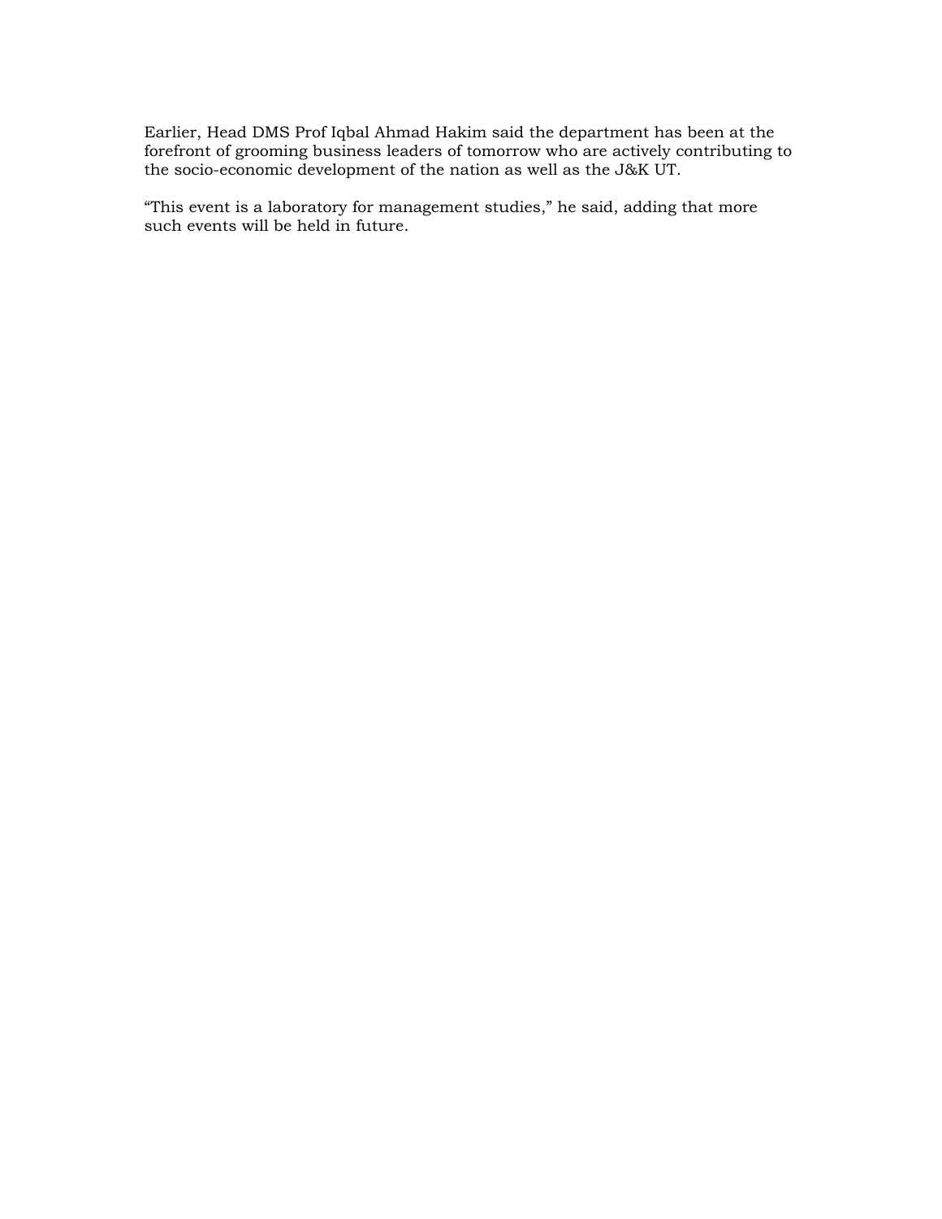Earlier, Head DMS Prof Iqbal Ahmad Hakim said the department has been at the forefront of grooming business leaders of tomorrow who are actively contributing to the socio-economic development of the nation as well as the J&K UT.

"This event is a laboratory for management studies," he said, adding that more such events will be held in future.